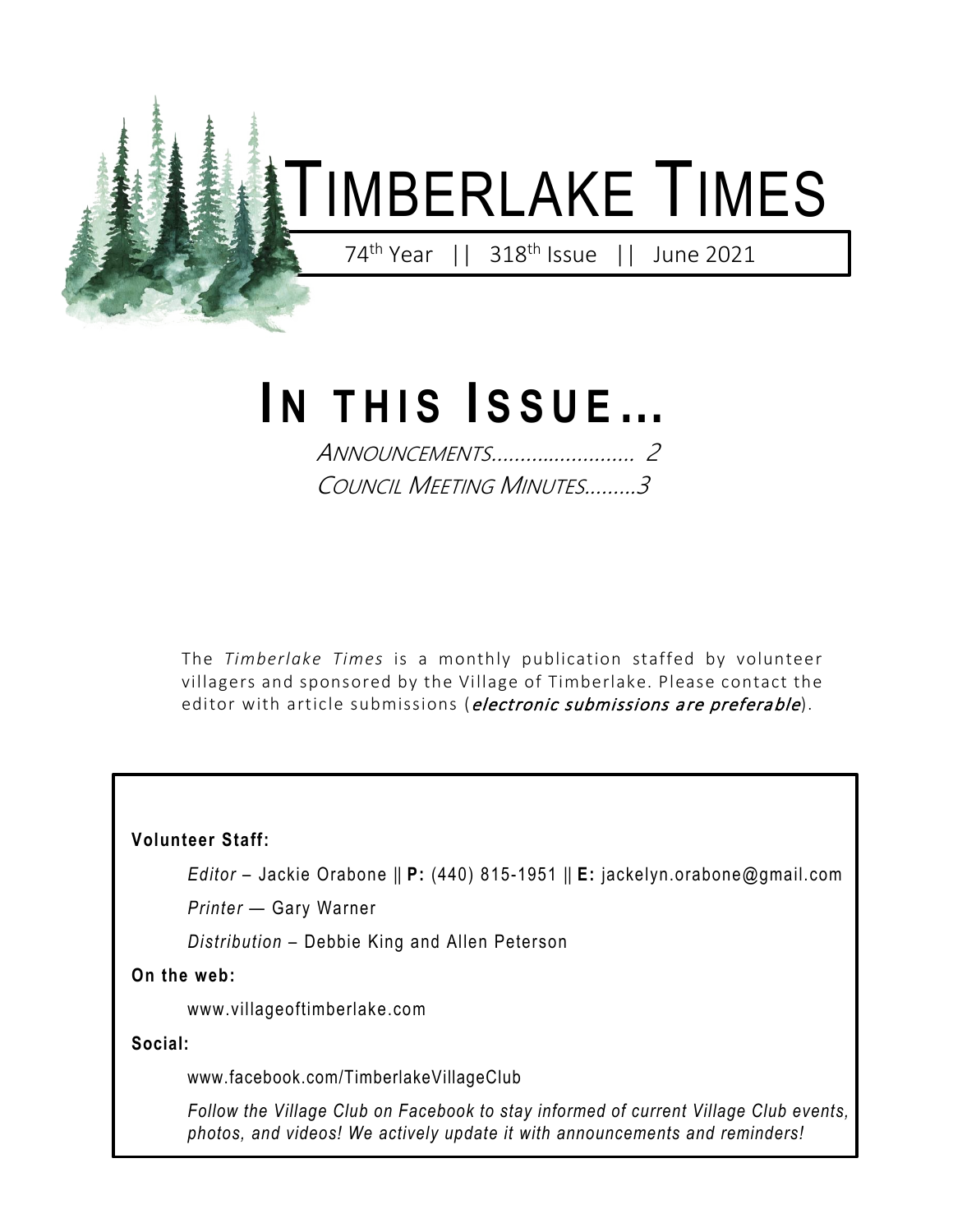# Timberlake Times

74th Year || 318th Issue || June 2021

## In this Issue…

Announcements.......................... 2

Council Meeting Minutes.........3

The *Timberlake Times* is a monthly publication staffed by volunteer villagers and sponsored by the Village of Timberlake. Please contact the editor with article submissions (*electronic submissions are preferable*).

**Volunteer Staff:**

*Editor* – Jackie Orabone || **P:** (440) 815-1951 || **E:** jackelyn.orabone@gmail.com

*Printer* — Gary Warner

*Distribution* – Debbie King and Allen Peterson

**On the web:**

www.villageoftimberlake.com

**Social:**

www.facebook.com/TimberlakeVillageClub

*Follow the Village Club on Facebook to stay informed of current Village Club events, photos, and videos! We actively update it with announcements and reminders!*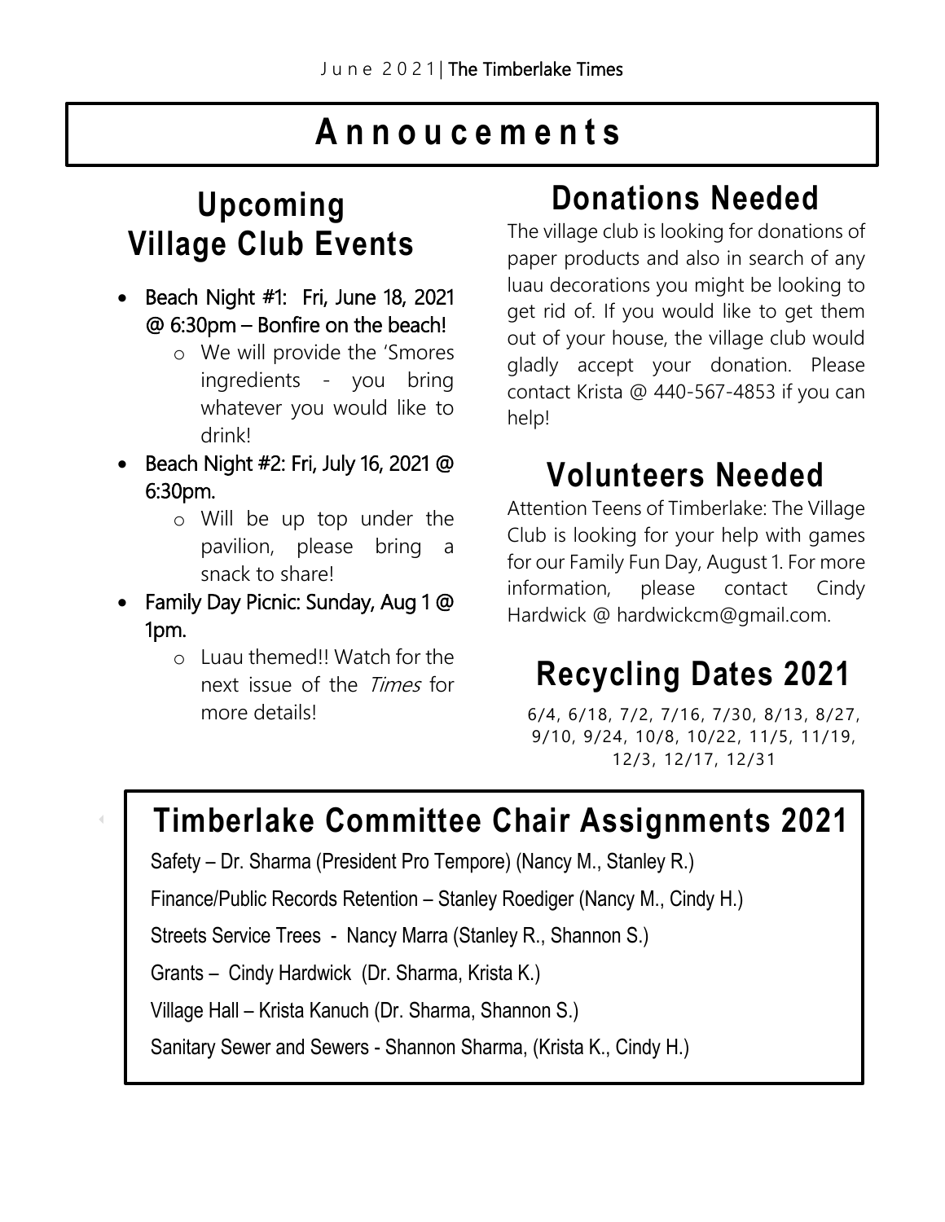# Annoucements

## Upcoming Village Club Events

- Beach Night #1: Fri, June 18, 2021 @ 6:30pm – Bonfire on the beach!
  - We will provide the 'Smores ingredients - you bring whatever you would like to drink!
- Beach Night #2: Fri, July 16, 2021 @ 6:30pm.
  - Will be up top under the pavilion, please bring a snack to share!
- Family Day Picnic: Sunday, Aug 1 @ 1pm.
  - Luau themed!! Watch for the next issue of the *Times* for more details!

## Donations Needed

The village club is looking for donations of paper products and also in search of any luau decorations you might be looking to get rid of. If you would like to get them out of your house, the village club would gladly accept your donation. Please contact Krista @ 440-567-4853 if you can help!

## Volunteers Needed

Attention Teens of Timberlake: The Village Club is looking for your help with games for our Family Fun Day, August 1. For more information, please contact Cindy Hardwick @ hardwickcm@gmail.com.

## Recycling Dates 2021

6/4, 6/18, 7/2, 7/16, 7/30, 8/13, 8/27, 9/10, 9/24, 10/8, 10/22, 11/5, 11/19, 12/3, 12/17, 12/31

## Timberlake Committee Chair Assignments 2021

Safety – Dr. Sharma (President Pro Tempore) (Nancy M., Stanley R.)

Finance/Public Records Retention – Stanley Roediger (Nancy M., Cindy H.)

Streets Service Trees - Nancy Marra (Stanley R., Shannon S.)

Grants – Cindy Hardwick (Dr. Sharma, Krista K.)

Village Hall – Krista Kanuch (Dr. Sharma, Shannon S.)

Sanitary Sewer and Sewers - Shannon Sharma, (Krista K., Cindy H.)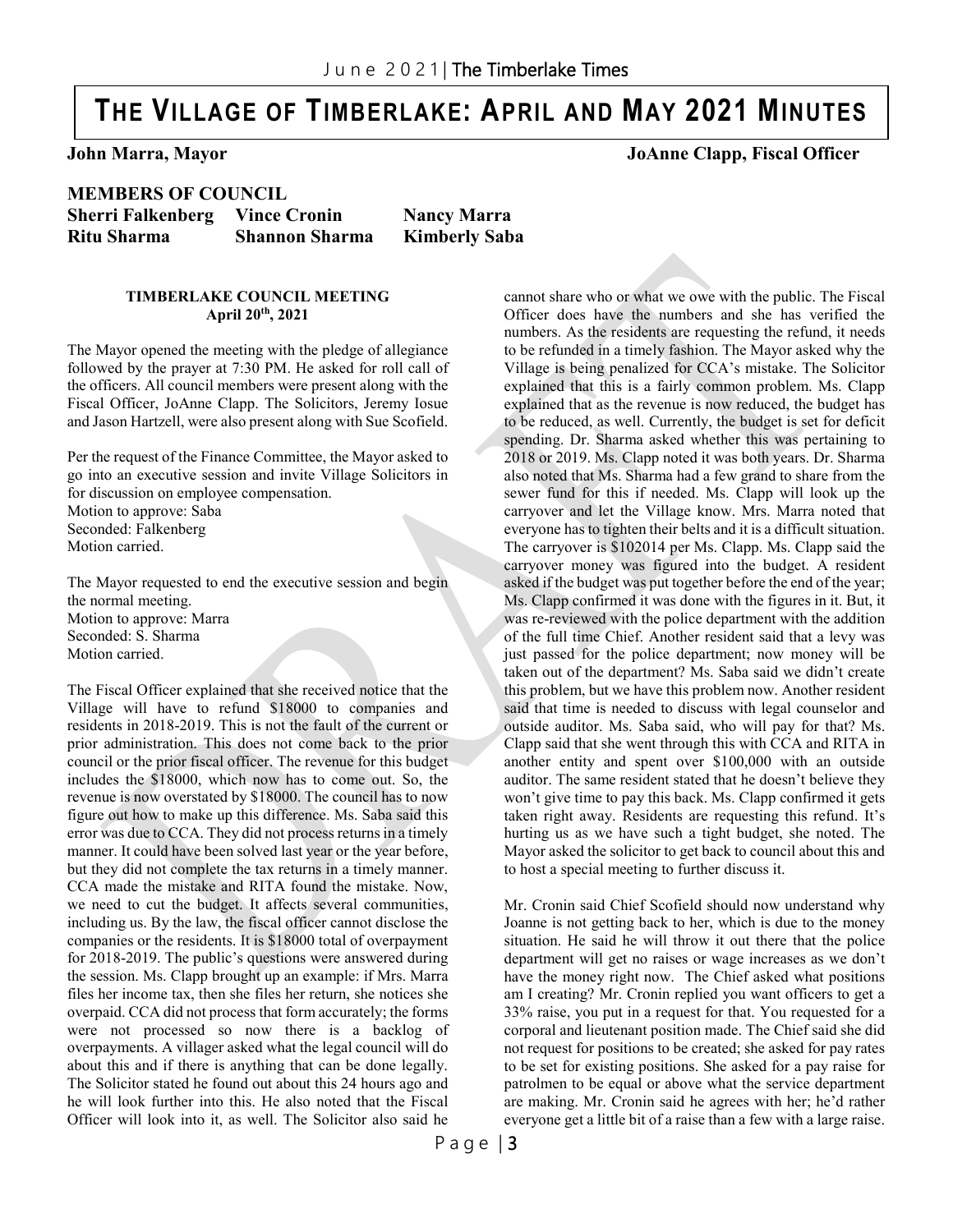# THE VILLAGE OF TIMBERLAKE: APRIL AND MAY 2021 MINUTES

**John Marra, Mayor** **JoAnne Clapp, Fiscal Officer**

**MEMBERS OF COUNCIL**

**Sherri Falkenberg Vince Cronin Nancy Marra**

**Ritu Sharma Shannon Sharma Kimberly Saba**

**TIMBERLAKE COUNCIL MEETING**
**April 20th, 2021**

The Mayor opened the meeting with the pledge of allegiance followed by the prayer at 7:30 PM. He asked for roll call of the officers. All council members were present along with the Fiscal Officer, JoAnne Clapp. The Solicitors, Jeremy Iosue and Jason Hartzell, were also present along with Sue Scofield.

Per the request of the Finance Committee, the Mayor asked to go into an executive session and invite Village Solicitors in for discussion on employee compensation.
Motion to approve: Saba
Seconded: Falkenberg
Motion carried.

The Mayor requested to end the executive session and begin the normal meeting.
Motion to approve: Marra
Seconded: S. Sharma
Motion carried.

The Fiscal Officer explained that she received notice that the Village will have to refund $18000 to companies and residents in 2018-2019. This is not the fault of the current or prior administration. This does not come back to the prior council or the prior fiscal officer. The revenue for this budget includes the $18000, which now has to come out. So, the revenue is now overstated by $18000. The council has to now figure out how to make up this difference. Ms. Saba said this error was due to CCA. They did not process returns in a timely manner. It could have been solved last year or the year before, but they did not complete the tax returns in a timely manner. CCA made the mistake and RITA found the mistake. Now, we need to cut the budget. It affects several communities, including us. By the law, the fiscal officer cannot disclose the companies or the residents. It is $18000 total of overpayment for 2018-2019. The public's questions were answered during the session. Ms. Clapp brought up an example: if Mrs. Marra files her income tax, then she files her return, she notices she overpaid. CCA did not process that form accurately; the forms were not processed so now there is a backlog of overpayments. A villager asked what the legal council will do about this and if there is anything that can be done legally. The Solicitor stated he found out about this 24 hours ago and he will look further into this. He also noted that the Fiscal Officer will look into it, as well. The Solicitor also said he cannot share who or what we owe with the public. The Fiscal Officer does have the numbers and she has verified the numbers. As the residents are requesting the refund, it needs to be refunded in a timely fashion. The Mayor asked why the Village is being penalized for CCA's mistake. The Solicitor explained that this is a fairly common problem. Ms. Clapp explained that as the revenue is now reduced, the budget has to be reduced, as well. Currently, the budget is set for deficit spending. Dr. Sharma asked whether this was pertaining to 2018 or 2019. Ms. Clapp noted it was both years. Dr. Sharma also noted that Ms. Sharma had a few grand to share from the sewer fund for this if needed. Ms. Clapp will look up the carryover and let the Village know. Mrs. Marra noted that everyone has to tighten their belts and it is a difficult situation. The carryover is $102014 per Ms. Clapp. Ms. Clapp said the carryover money was figured into the budget. A resident asked if the budget was put together before the end of the year; Ms. Clapp confirmed it was done with the figures in it. But, it was re-reviewed with the police department with the addition of the full time Chief. Another resident said that a levy was just passed for the police department; now money will be taken out of the department? Ms. Saba said we didn't create this problem, but we have this problem now. Another resident said that time is needed to discuss with legal counselor and outside auditor. Ms. Saba said, who will pay for that? Ms. Clapp said that she went through this with CCA and RITA in another entity and spent over $100,000 with an outside auditor. The same resident stated that he doesn't believe they won't give time to pay this back. Ms. Clapp confirmed it gets taken right away. Residents are requesting this refund. It's hurting us as we have such a tight budget, she noted. The Mayor asked the solicitor to get back to council about this and to host a special meeting to further discuss it.

Mr. Cronin said Chief Scofield should now understand why Joanne is not getting back to her, which is due to the money situation. He said he will throw it out there that the police department will get no raises or wage increases as we don't have the money right now. The Chief asked what positions am I creating? Mr. Cronin replied you want officers to get a 33% raise, you put in a request for that. You requested for a corporal and lieutenant position made. The Chief said she did not request for positions to be created; she asked for pay rates to be set for existing positions. She asked for a pay raise for patrolmen to be equal or above what the service department are making. Mr. Cronin said he agrees with her; he'd rather everyone get a little bit of a raise than a few with a large raise.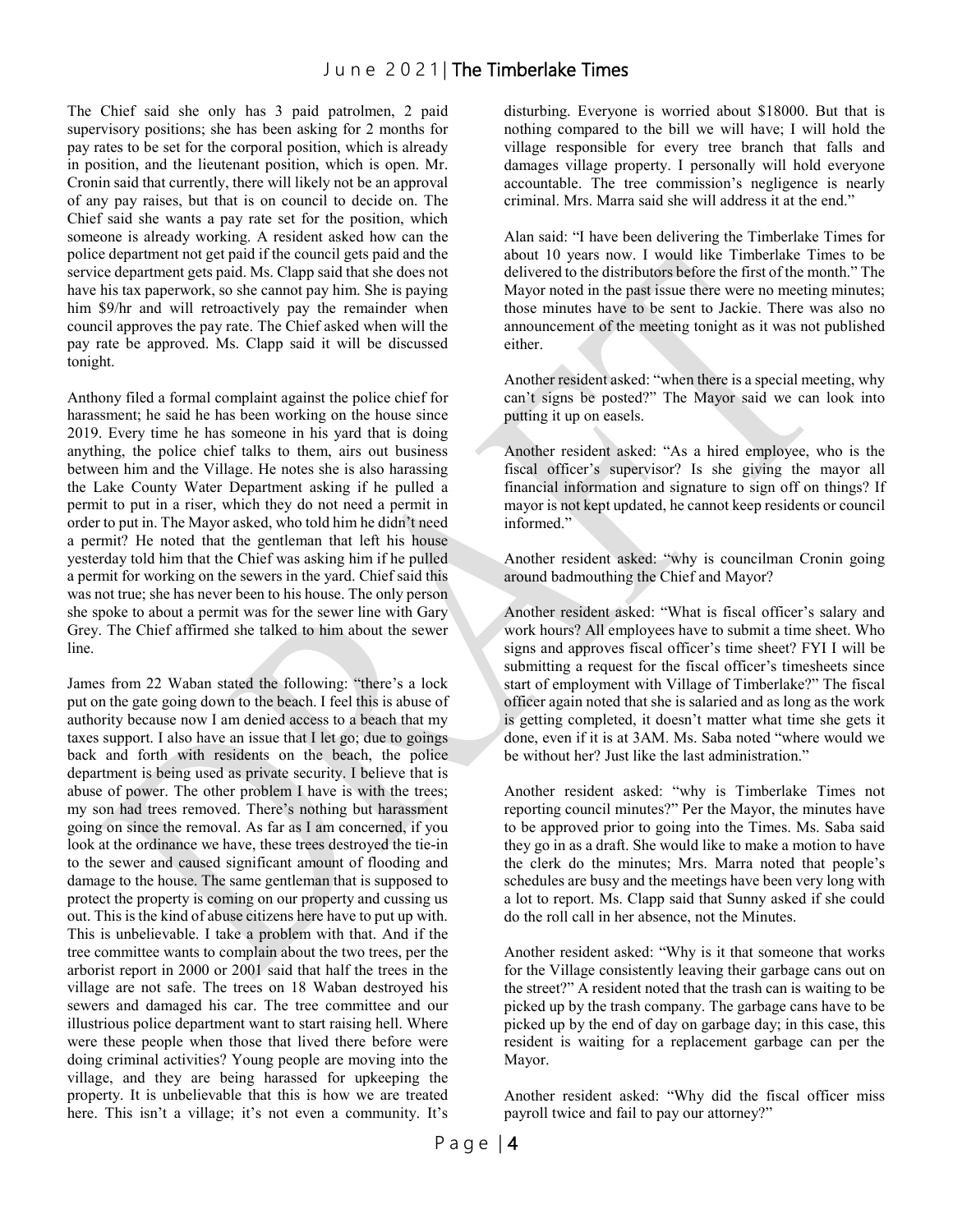The Chief said she only has 3 paid patrolmen, 2 paid supervisory positions; she has been asking for 2 months for pay rates to be set for the corporal position, which is already in position, and the lieutenant position, which is open. Mr. Cronin said that currently, there will likely not be an approval of any pay raises, but that is on council to decide on. The Chief said she wants a pay rate set for the position, which someone is already working. A resident asked how can the police department not get paid if the council gets paid and the service department gets paid. Ms. Clapp said that she does not have his tax paperwork, so she cannot pay him. She is paying him $9/hr and will retroactively pay the remainder when council approves the pay rate. The Chief asked when will the pay rate be approved. Ms. Clapp said it will be discussed tonight.

Anthony filed a formal complaint against the police chief for harassment; he said he has been working on the house since 2019. Every time he has someone in his yard that is doing anything, the police chief talks to them, airs out business between him and the Village. He notes she is also harassing the Lake County Water Department asking if he pulled a permit to put in a riser, which they do not need a permit in order to put in. The Mayor asked, who told him he didn't need a permit? He noted that the gentleman that left his house yesterday told him that the Chief was asking him if he pulled a permit for working on the sewers in the yard. Chief said this was not true; she has never been to his house. The only person she spoke to about a permit was for the sewer line with Gary Grey. The Chief affirmed she talked to him about the sewer line.

James from 22 Waban stated the following: "there's a lock put on the gate going down to the beach. I feel this is abuse of authority because now I am denied access to a beach that my taxes support. I also have an issue that I let go; due to goings back and forth with residents on the beach, the police department is being used as private security. I believe that is abuse of power. The other problem I have is with the trees; my son had trees removed. There's nothing but harassment going on since the removal. As far as I am concerned, if you look at the ordinance we have, these trees destroyed the tie-in to the sewer and caused significant amount of flooding and damage to the house. The same gentleman that is supposed to protect the property is coming on our property and cussing us out. This is the kind of abuse citizens here have to put up with. This is unbelievable. I take a problem with that. And if the tree committee wants to complain about the two trees, per the arborist report in 2000 or 2001 said that half the trees in the village are not safe. The trees on 18 Waban destroyed his sewers and damaged his car. The tree committee and our illustrious police department want to start raising hell. Where were these people when those that lived there before were doing criminal activities? Young people are moving into the village, and they are being harassed for upkeeping the property. It is unbelievable that this is how we are treated here. This isn't a village; it's not even a community. It's disturbing. Everyone is worried about $18000. But that is nothing compared to the bill we will have; I will hold the village responsible for every tree branch that falls and damages village property. I personally will hold everyone accountable. The tree commission's negligence is nearly criminal. Mrs. Marra said she will address it at the end."

Alan said: "I have been delivering the Timberlake Times for about 10 years now. I would like Timberlake Times to be delivered to the distributors before the first of the month." The Mayor noted in the past issue there were no meeting minutes; those minutes have to be sent to Jackie. There was also no announcement of the meeting tonight as it was not published either.

Another resident asked: "when there is a special meeting, why can't signs be posted?" The Mayor said we can look into putting it up on easels.

Another resident asked: "As a hired employee, who is the fiscal officer's supervisor? Is she giving the mayor all financial information and signature to sign off on things? If mayor is not kept updated, he cannot keep residents or council informed."

Another resident asked: "why is councilman Cronin going around badmouthing the Chief and Mayor?

Another resident asked: "What is fiscal officer's salary and work hours? All employees have to submit a time sheet. Who signs and approves fiscal officer's time sheet? FYI I will be submitting a request for the fiscal officer's timesheets since start of employment with Village of Timberlake?" The fiscal officer again noted that she is salaried and as long as the work is getting completed, it doesn't matter what time she gets it done, even if it is at 3AM. Ms. Saba noted "where would we be without her? Just like the last administration."

Another resident asked: "why is Timberlake Times not reporting council minutes?" Per the Mayor, the minutes have to be approved prior to going into the Times. Ms. Saba said they go in as a draft. She would like to make a motion to have the clerk do the minutes; Mrs. Marra noted that people's schedules are busy and the meetings have been very long with a lot to report. Ms. Clapp said that Sunny asked if she could do the roll call in her absence, not the Minutes.

Another resident asked: "Why is it that someone that works for the Village consistently leaving their garbage cans out on the street?" A resident noted that the trash can is waiting to be picked up by the trash company. The garbage cans have to be picked up by the end of day on garbage day; in this case, this resident is waiting for a replacement garbage can per the Mayor.

Another resident asked: "Why did the fiscal officer miss payroll twice and fail to pay our attorney?"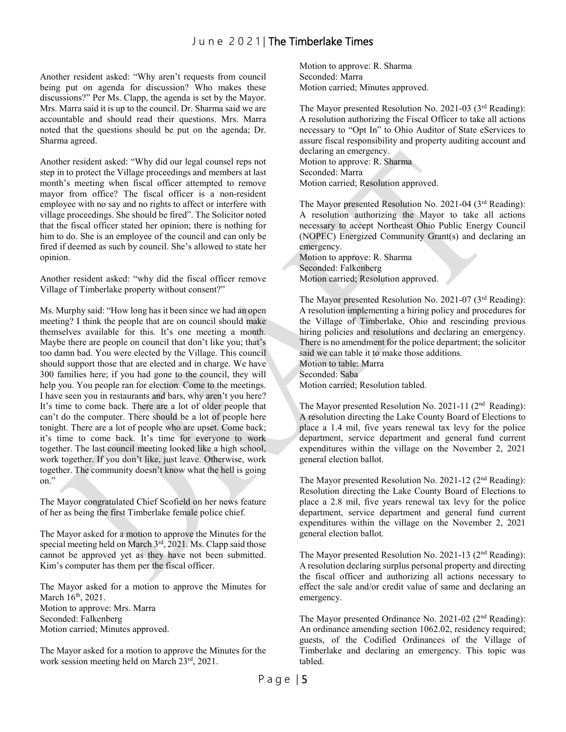Another resident asked: "Why aren't requests from council being put on agenda for discussion? Who makes these discussions?" Per Ms. Clapp, the agenda is set by the Mayor. Mrs. Marra said it is up to the council. Dr. Sharma said we are accountable and should read their questions. Mrs. Marra noted that the questions should be put on the agenda; Dr. Sharma agreed.

Another resident asked: "Why did our legal counsel reps not step in to protect the Village proceedings and members at last month's meeting when fiscal officer attempted to remove mayor from office? The fiscal officer is a non-resident employee with no say and no rights to affect or interfere with village proceedings. She should be fired". The Solicitor noted that the fiscal officer stated her opinion; there is nothing for him to do. She is an employee of the council and can only be fired if deemed as such by council. She's allowed to state her opinion.

Another resident asked: "why did the fiscal officer remove Village of Timberlake property without consent?"

Ms. Murphy said: "How long has it been since we had an open meeting? I think the people that are on council should make themselves available for this. It's one meeting a month. Maybe there are people on council that don't like you; that's too damn bad. You were elected by the Village. This council should support those that are elected and in charge. We have 300 families here; if you had gone to the council, they will help you. You people ran for election. Come to the meetings. I have seen you in restaurants and bars, why aren't you here? It's time to come back. There are a lot of older people that can't do the computer. There should be a lot of people here tonight. There are a lot of people who are upset. Come back; it's time to come back. It's time for everyone to work together. The last council meeting looked like a high school, work together. If you don't like, just leave. Otherwise, work together. The community doesn't know what the hell is going on."

The Mayor congratulated Chief Scofield on her news feature of her as being the first Timberlake female police chief.

The Mayor asked for a motion to approve the Minutes for the special meeting held on March 3rd, 2021. Ms. Clapp said those cannot be approved yet as they have not been submitted. Kim's computer has them per the fiscal officer.

The Mayor asked for a motion to approve the Minutes for March 16th, 2021.
Motion to approve: Mrs. Marra
Seconded: Falkenberg
Motion carried; Minutes approved.

The Mayor asked for a motion to approve the Minutes for the work session meeting held on March 23rd, 2021.
Motion to approve: R. Sharma
Seconded: Marra
Motion carried; Minutes approved.

The Mayor presented Resolution No. 2021-03 (3rd Reading): A resolution authorizing the Fiscal Officer to take all actions necessary to "Opt In" to Ohio Auditor of State eServices to assure fiscal responsibility and property auditing account and declaring an emergency.
Motion to approve: R. Sharma
Seconded: Marra
Motion carried; Resolution approved.

The Mayor presented Resolution No. 2021-04 (3rd Reading): A resolution authorizing the Mayor to take all actions necessary to accept Northeast Ohio Public Energy Council (NOPEC) Energized Community Grant(s) and declaring an emergency.
Motion to approve: R. Sharma
Seconded: Falkenberg
Motion carried; Resolution approved.

The Mayor presented Resolution No. 2021-07 (3rd Reading): A resolution implementing a hiring policy and procedures for the Village of Timberlake, Ohio and rescinding previous hiring policies and resolutions and declaring an emergency. There is no amendment for the police department; the solicitor said we can table it to make those additions.
Motion to table: Marra
Seconded: Saba
Motion carried; Resolution tabled.

The Mayor presented Resolution No. 2021-11 (2nd Reading): A resolution directing the Lake County Board of Elections to place a 1.4 mil, five years renewal tax levy for the police department, service department and general fund current expenditures within the village on the November 2, 2021 general election ballot.

The Mayor presented Resolution No. 2021-12 (2nd Reading): Resolution directing the Lake County Board of Elections to place a 2.8 mil, five years renewal tax levy for the police department, service department and general fund current expenditures within the village on the November 2, 2021 general election ballot.

The Mayor presented Resolution No. 2021-13 (2nd Reading): A resolution declaring surplus personal property and directing the fiscal officer and authorizing all actions necessary to effect the sale and/or credit value of same and declaring an emergency.

The Mayor presented Ordinance No. 2021-02 (2nd Reading): An ordinance amending section 1062.02, residency required; guests, of the Codified Ordinances of the Village of Timberlake and declaring an emergency. This topic was tabled.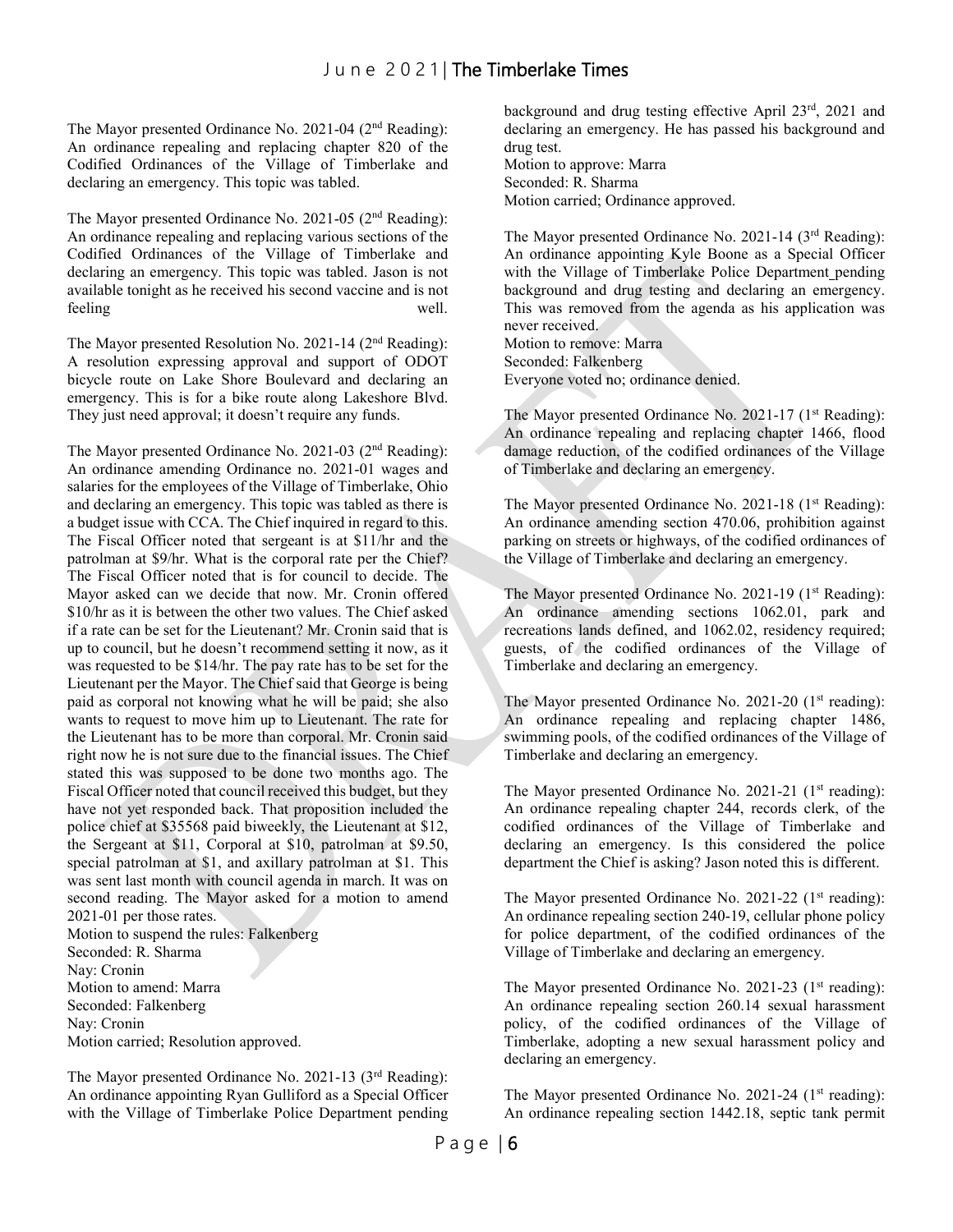The Mayor presented Ordinance No. 2021-04 (2nd Reading): An ordinance repealing and replacing chapter 820 of the Codified Ordinances of the Village of Timberlake and declaring an emergency. This topic was tabled.

The Mayor presented Ordinance No. 2021-05 (2nd Reading): An ordinance repealing and replacing various sections of the Codified Ordinances of the Village of Timberlake and declaring an emergency. This topic was tabled. Jason is not available tonight as he received his second vaccine and is not feeling well.

The Mayor presented Resolution No. 2021-14 (2nd Reading): A resolution expressing approval and support of ODOT bicycle route on Lake Shore Boulevard and declaring an emergency. This is for a bike route along Lakeshore Blvd. They just need approval; it doesn't require any funds.

The Mayor presented Ordinance No. 2021-03 (2nd Reading): An ordinance amending Ordinance no. 2021-01 wages and salaries for the employees of the Village of Timberlake, Ohio and declaring an emergency. This topic was tabled as there is a budget issue with CCA. The Chief inquired in regard to this. The Fiscal Officer noted that sergeant is at $11/hr and the patrolman at $9/hr. What is the corporal rate per the Chief? The Fiscal Officer noted that is for council to decide. The Mayor asked can we decide that now. Mr. Cronin offered $10/hr as it is between the other two values. The Chief asked if a rate can be set for the Lieutenant? Mr. Cronin said that is up to council, but he doesn't recommend setting it now, as it was requested to be $14/hr. The pay rate has to be set for the Lieutenant per the Mayor. The Chief said that George is being paid as corporal not knowing what he will be paid; she also wants to request to move him up to Lieutenant. The rate for the Lieutenant has to be more than corporal. Mr. Cronin said right now he is not sure due to the financial issues. The Chief stated this was supposed to be done two months ago. The Fiscal Officer noted that council received this budget, but they have not yet responded back. That proposition included the police chief at $35568 paid biweekly, the Lieutenant at $12, the Sergeant at $11, Corporal at $10, patrolman at $9.50, special patrolman at $1, and axillary patrolman at $1. This was sent last month with council agenda in march. It was on second reading. The Mayor asked for a motion to amend 2021-01 per those rates.  
Motion to suspend the rules: Falkenberg  
Seconded: R. Sharma  
Nay: Cronin  
Motion to amend: Marra  
Seconded: Falkenberg  
Nay: Cronin  
Motion carried; Resolution approved.

The Mayor presented Ordinance No. 2021-13 (3rd Reading): An ordinance appointing Ryan Gulliford as a Special Officer with the Village of Timberlake Police Department pending background and drug testing effective April 23rd, 2021 and declaring an emergency. He has passed his background and drug test.  
Motion to approve: Marra  
Seconded: R. Sharma  
Motion carried; Ordinance approved.

The Mayor presented Ordinance No. 2021-14 (3rd Reading): An ordinance appointing Kyle Boone as a Special Officer with the Village of Timberlake Police Department pending background and drug testing and declaring an emergency. This was removed from the agenda as his application was never received.  
Motion to remove: Marra  
Seconded: Falkenberg  
Everyone voted no; ordinance denied.

The Mayor presented Ordinance No. 2021-17 (1st Reading): An ordinance repealing and replacing chapter 1466, flood damage reduction, of the codified ordinances of the Village of Timberlake and declaring an emergency.

The Mayor presented Ordinance No. 2021-18 (1st Reading): An ordinance amending section 470.06, prohibition against parking on streets or highways, of the codified ordinances of the Village of Timberlake and declaring an emergency.

The Mayor presented Ordinance No. 2021-19 (1st Reading): An ordinance amending sections 1062.01, park and recreations lands defined, and 1062.02, residency required; guests, of the codified ordinances of the Village of Timberlake and declaring an emergency.

The Mayor presented Ordinance No. 2021-20 (1st reading): An ordinance repealing and replacing chapter 1486, swimming pools, of the codified ordinances of the Village of Timberlake and declaring an emergency.

The Mayor presented Ordinance No. 2021-21 (1st reading): An ordinance repealing chapter 244, records clerk, of the codified ordinances of the Village of Timberlake and declaring an emergency. Is this considered the police department the Chief is asking? Jason noted this is different.

The Mayor presented Ordinance No. 2021-22 (1st reading): An ordinance repealing section 240-19, cellular phone policy for police department, of the codified ordinances of the Village of Timberlake and declaring an emergency.

The Mayor presented Ordinance No. 2021-23 (1st reading): An ordinance repealing section 260.14 sexual harassment policy, of the codified ordinances of the Village of Timberlake, adopting a new sexual harassment policy and declaring an emergency.

The Mayor presented Ordinance No. 2021-24 (1st reading): An ordinance repealing section 1442.18, septic tank permit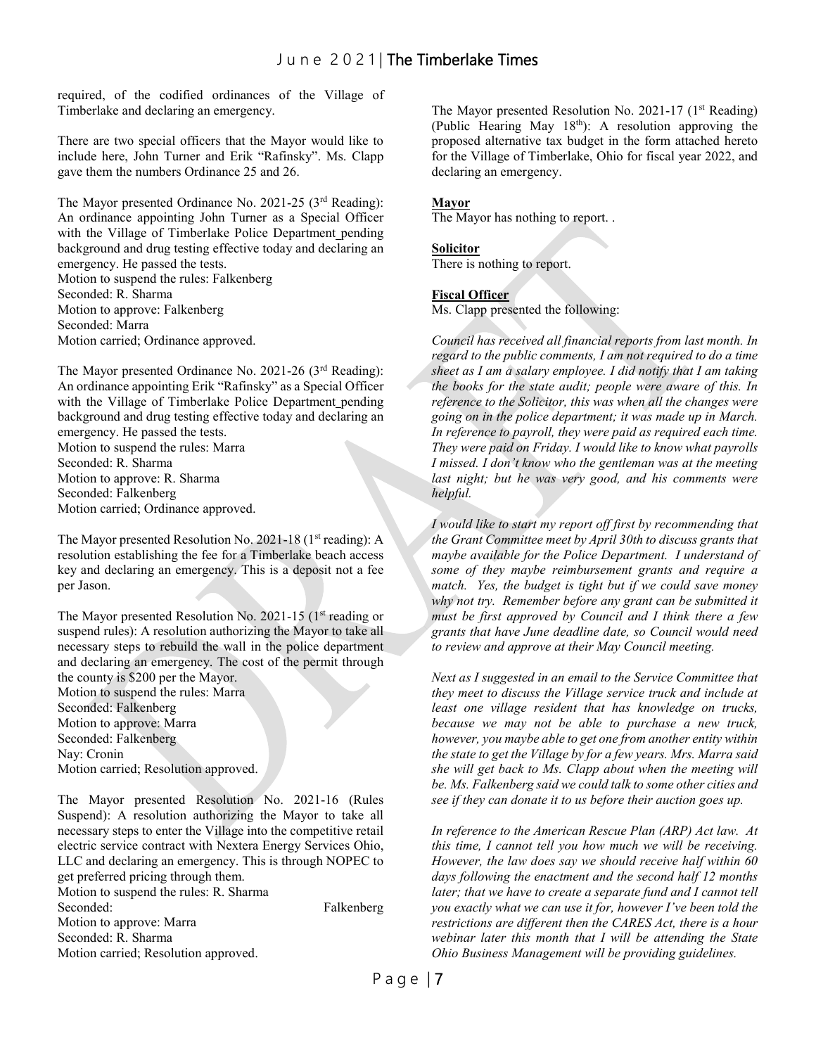required, of the codified ordinances of the Village of Timberlake and declaring an emergency.

There are two special officers that the Mayor would like to include here, John Turner and Erik "Rafinsky". Ms. Clapp gave them the numbers Ordinance 25 and 26.

The Mayor presented Ordinance No. 2021-25 (3rd Reading): An ordinance appointing John Turner as a Special Officer with the Village of Timberlake Police Department pending background and drug testing effective today and declaring an emergency. He passed the tests.
Motion to suspend the rules: Falkenberg
Seconded: R. Sharma
Motion to approve: Falkenberg
Seconded: Marra
Motion carried; Ordinance approved.

The Mayor presented Ordinance No. 2021-26 (3rd Reading): An ordinance appointing Erik "Rafinsky" as a Special Officer with the Village of Timberlake Police Department pending background and drug testing effective today and declaring an emergency. He passed the tests.
Motion to suspend the rules: Marra
Seconded: R. Sharma
Motion to approve: R. Sharma
Seconded: Falkenberg
Motion carried; Ordinance approved.

The Mayor presented Resolution No. 2021-18 (1st reading): A resolution establishing the fee for a Timberlake beach access key and declaring an emergency. This is a deposit not a fee per Jason.

The Mayor presented Resolution No. 2021-15 (1st reading or suspend rules): A resolution authorizing the Mayor to take all necessary steps to rebuild the wall in the police department and declaring an emergency. The cost of the permit through the county is $200 per the Mayor.
Motion to suspend the rules: Marra
Seconded: Falkenberg
Motion to approve: Marra
Seconded: Falkenberg
Nay: Cronin
Motion carried; Resolution approved.

The Mayor presented Resolution No. 2021-16 (Rules Suspend): A resolution authorizing the Mayor to take all necessary steps to enter the Village into the competitive retail electric service contract with Nextera Energy Services Ohio, LLC and declaring an emergency. This is through NOPEC to get preferred pricing through them.
Motion to suspend the rules: R. Sharma
Seconded: Falkenberg
Motion to approve: Marra
Seconded: R. Sharma
Motion carried; Resolution approved.

The Mayor presented Resolution No. 2021-17 (1st Reading) (Public Hearing May 18th): A resolution approving the proposed alternative tax budget in the form attached hereto for the Village of Timberlake, Ohio for fiscal year 2022, and declaring an emergency.

**Mayor**
The Mayor has nothing to report. .

**Solicitor**
There is nothing to report.

**Fiscal Officer**
Ms. Clapp presented the following:

*Council has received all financial reports from last month. In regard to the public comments, I am not required to do a time sheet as I am a salary employee. I did notify that I am taking the books for the state audit; people were aware of this. In reference to the Solicitor, this was when all the changes were going on in the police department; it was made up in March. In reference to payroll, they were paid as required each time. They were paid on Friday. I would like to know what payrolls I missed. I don't know who the gentleman was at the meeting last night; but he was very good, and his comments were helpful.*

*I would like to start my report off first by recommending that the Grant Committee meet by April 30th to discuss grants that maybe available for the Police Department. I understand of some of they maybe reimbursement grants and require a match. Yes, the budget is tight but if we could save money why not try. Remember before any grant can be submitted it must be first approved by Council and I think there a few grants that have June deadline date, so Council would need to review and approve at their May Council meeting.*

*Next as I suggested in an email to the Service Committee that they meet to discuss the Village service truck and include at least one village resident that has knowledge on trucks, because we may not be able to purchase a new truck, however, you maybe able to get one from another entity within the state to get the Village by for a few years. Mrs. Marra said she will get back to Ms. Clapp about when the meeting will be. Ms. Falkenberg said we could talk to some other cities and see if they can donate it to us before their auction goes up.*

*In reference to the American Rescue Plan (ARP) Act law. At this time, I cannot tell you how much we will be receiving. However, the law does say we should receive half within 60 days following the enactment and the second half 12 months later; that we have to create a separate fund and I cannot tell you exactly what we can use it for, however I've been told the restrictions are different then the CARES Act, there is a hour webinar later this month that I will be attending the State Ohio Business Management will be providing guidelines.*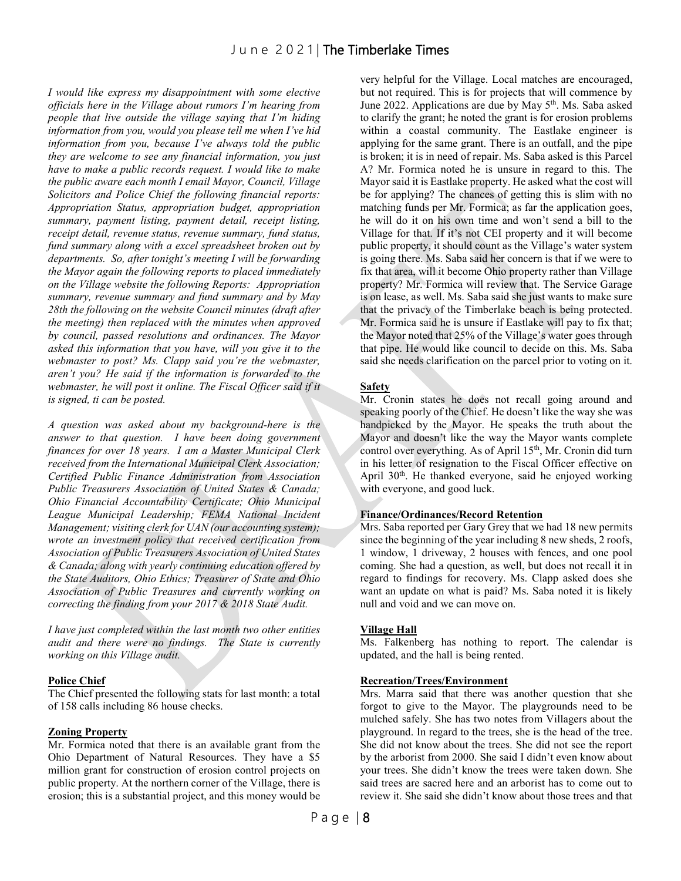*I would like express my disappointment with some elective officials here in the Village about rumors I'm hearing from people that live outside the village saying that I'm hiding information from you, would you please tell me when I've hid information from you, because I've always told the public they are welcome to see any financial information, you just have to make a public records request. I would like to make the public aware each month I email Mayor, Council, Village Solicitors and Police Chief the following financial reports: Appropriation Status, appropriation budget, appropriation summary, payment listing, payment detail, receipt listing, receipt detail, revenue status, revenue summary, fund status, fund summary along with a excel spreadsheet broken out by departments. So, after tonight's meeting I will be forwarding the Mayor again the following reports to placed immediately on the Village website the following Reports: Appropriation summary, revenue summary and fund summary and by May 28th the following on the website Council minutes (draft after the meeting) then replaced with the minutes when approved by council, passed resolutions and ordinances. The Mayor asked this information that you have, will you give it to the webmaster to post? Ms. Clapp said you're the webmaster, aren't you? He said if the information is forwarded to the webmaster, he will post it online. The Fiscal Officer said if it is signed, ti can be posted.*

*A question was asked about my background-here is the answer to that question. I have been doing government finances for over 18 years. I am a Master Municipal Clerk received from the International Municipal Clerk Association; Certified Public Finance Administration from Association Public Treasurers Association of United States & Canada; Ohio Financial Accountability Certificate; Ohio Municipal League Municipal Leadership; FEMA National Incident Management; visiting clerk for UAN (our accounting system); wrote an investment policy that received certification from Association of Public Treasurers Association of United States & Canada; along with yearly continuing education offered by the State Auditors, Ohio Ethics; Treasurer of State and Ohio Association of Public Treasures and currently working on correcting the finding from your 2017 & 2018 State Audit.*

*I have just completed within the last month two other entities audit and there were no findings. The State is currently working on this Village audit.*

**Police Chief**

The Chief presented the following stats for last month: a total of 158 calls including 86 house checks.

**Zoning Property**

Mr. Formica noted that there is an available grant from the Ohio Department of Natural Resources. They have a $5 million grant for construction of erosion control projects on public property. At the northern corner of the Village, there is erosion; this is a substantial project, and this money would be very helpful for the Village. Local matches are encouraged, but not required. This is for projects that will commence by June 2022. Applications are due by May 5th. Ms. Saba asked to clarify the grant; he noted the grant is for erosion problems within a coastal community. The Eastlake engineer is applying for the same grant. There is an outfall, and the pipe is broken; it is in need of repair. Ms. Saba asked is this Parcel A? Mr. Formica noted he is unsure in regard to this. The Mayor said it is Eastlake property. He asked what the cost will be for applying? The chances of getting this is slim with no matching funds per Mr. Formica; as far the application goes, he will do it on his own time and won't send a bill to the Village for that. If it's not CEI property and it will become public property, it should count as the Village's water system is going there. Ms. Saba said her concern is that if we were to fix that area, will it become Ohio property rather than Village property? Mr. Formica will review that. The Service Garage is on lease, as well. Ms. Saba said she just wants to make sure that the privacy of the Timberlake beach is being protected. Mr. Formica said he is unsure if Eastlake will pay to fix that; the Mayor noted that 25% of the Village's water goes through that pipe. He would like council to decide on this. Ms. Saba said she needs clarification on the parcel prior to voting on it.

**Safety**

Mr. Cronin states he does not recall going around and speaking poorly of the Chief. He doesn't like the way she was handpicked by the Mayor. He speaks the truth about the Mayor and doesn't like the way the Mayor wants complete control over everything. As of April 15th, Mr. Cronin did turn in his letter of resignation to the Fiscal Officer effective on April 30th. He thanked everyone, said he enjoyed working with everyone, and good luck.

**Finance/Ordinances/Record Retention**

Mrs. Saba reported per Gary Grey that we had 18 new permits since the beginning of the year including 8 new sheds, 2 roofs, 1 window, 1 driveway, 2 houses with fences, and one pool coming. She had a question, as well, but does not recall it in regard to findings for recovery. Ms. Clapp asked does she want an update on what is paid? Ms. Saba noted it is likely null and void and we can move on.

**Village Hall**

Ms. Falkenberg has nothing to report. The calendar is updated, and the hall is being rented.

**Recreation/Trees/Environment**

Mrs. Marra said that there was another question that she forgot to give to the Mayor. The playgrounds need to be mulched safely. She has two notes from Villagers about the playground. In regard to the trees, she is the head of the tree. She did not know about the trees. She did not see the report by the arborist from 2000. She said I didn't even know about your trees. She didn't know the trees were taken down. She said trees are sacred here and an arborist has to come out to review it. She said she didn't know about those trees and that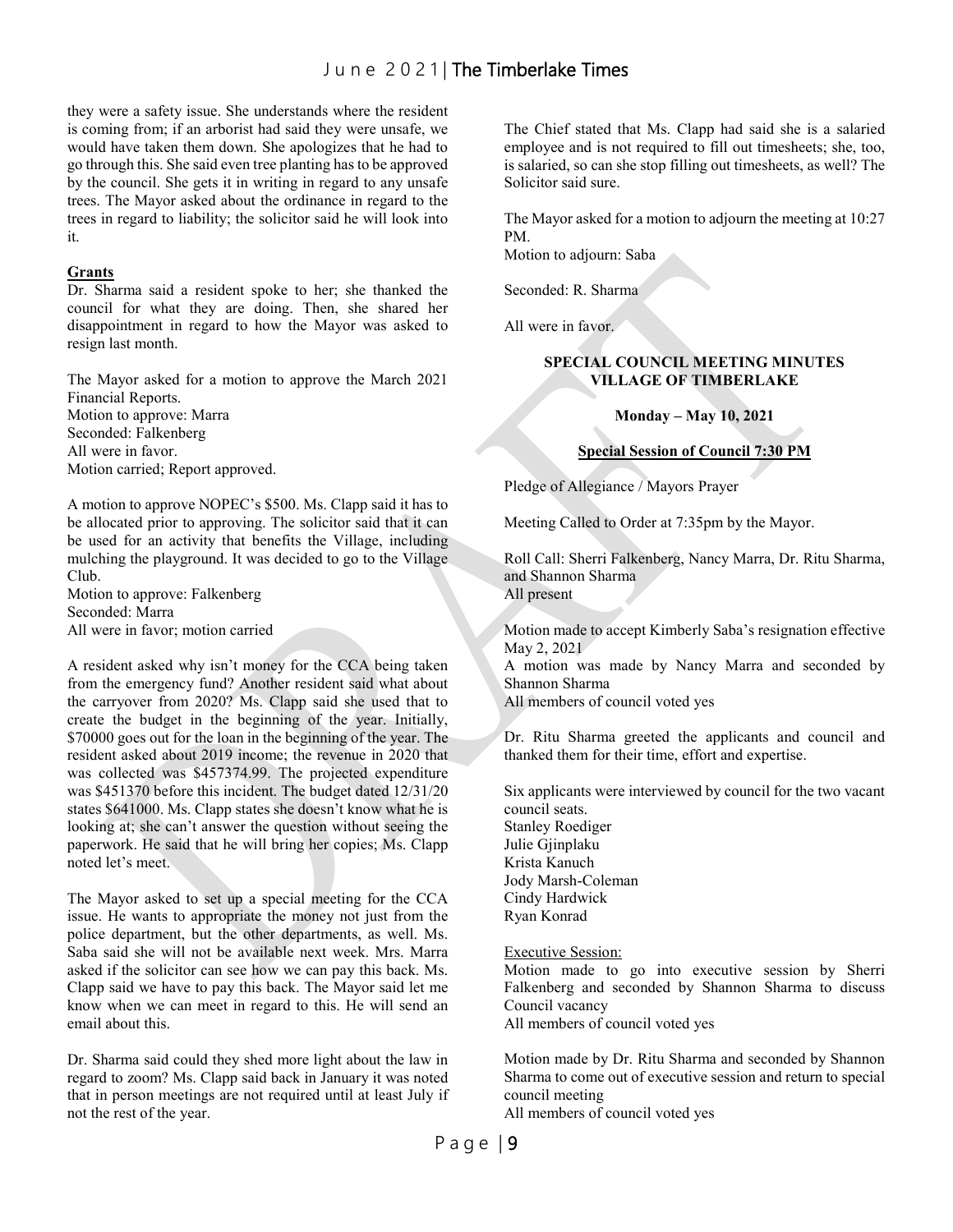they were a safety issue. She understands where the resident is coming from; if an arborist had said they were unsafe, we would have taken them down. She apologizes that he had to go through this. She said even tree planting has to be approved by the council. She gets it in writing in regard to any unsafe trees. The Mayor asked about the ordinance in regard to the trees in regard to liability; the solicitor said he will look into it.

**Grants**

Dr. Sharma said a resident spoke to her; she thanked the council for what they are doing. Then, she shared her disappointment in regard to how the Mayor was asked to resign last month.

The Mayor asked for a motion to approve the March 2021 Financial Reports.
Motion to approve: Marra
Seconded: Falkenberg
All were in favor.
Motion carried; Report approved.

A motion to approve NOPEC's $500. Ms. Clapp said it has to be allocated prior to approving. The solicitor said that it can be used for an activity that benefits the Village, including mulching the playground. It was decided to go to the Village Club.
Motion to approve: Falkenberg
Seconded: Marra
All were in favor; motion carried

A resident asked why isn't money for the CCA being taken from the emergency fund? Another resident said what about the carryover from 2020? Ms. Clapp said she used that to create the budget in the beginning of the year. Initially, $70000 goes out for the loan in the beginning of the year. The resident asked about 2019 income; the revenue in 2020 that was collected was $457374.99. The projected expenditure was $451370 before this incident. The budget dated 12/31/20 states $641000. Ms. Clapp states she doesn't know what he is looking at; she can't answer the question without seeing the paperwork. He said that he will bring her copies; Ms. Clapp noted let's meet.

The Mayor asked to set up a special meeting for the CCA issue. He wants to appropriate the money not just from the police department, but the other departments, as well. Ms. Saba said she will not be available next week. Mrs. Marra asked if the solicitor can see how we can pay this back. Ms. Clapp said we have to pay this back. The Mayor said let me know when we can meet in regard to this. He will send an email about this.

Dr. Sharma said could they shed more light about the law in regard to zoom? Ms. Clapp said back in January it was noted that in person meetings are not required until at least July if not the rest of the year.

The Chief stated that Ms. Clapp had said she is a salaried employee and is not required to fill out timesheets; she, too, is salaried, so can she stop filling out timesheets, as well? The Solicitor said sure.

The Mayor asked for a motion to adjourn the meeting at 10:27 PM.
Motion to adjourn: Saba

Seconded: R. Sharma

All were in favor.

**SPECIAL COUNCIL MEETING MINUTES**
**VILLAGE OF TIMBERLAKE**

**Monday – May 10, 2021**

**Special Session of Council 7:30 PM**

Pledge of Allegiance / Mayors Prayer

Meeting Called to Order at 7:35pm by the Mayor.

Roll Call: Sherri Falkenberg, Nancy Marra, Dr. Ritu Sharma, and Shannon Sharma
All present

Motion made to accept Kimberly Saba's resignation effective May 2, 2021
A motion was made by Nancy Marra and seconded by Shannon Sharma
All members of council voted yes

Dr. Ritu Sharma greeted the applicants and council and thanked them for their time, effort and expertise.

Six applicants were interviewed by council for the two vacant council seats.
Stanley Roediger
Julie Gjinplaku
Krista Kanuch
Jody Marsh-Coleman
Cindy Hardwick
Ryan Konrad

Executive Session:
Motion made to go into executive session by Sherri Falkenberg and seconded by Shannon Sharma to discuss Council vacancy
All members of council voted yes

Motion made by Dr. Ritu Sharma and seconded by Shannon Sharma to come out of executive session and return to special council meeting
All members of council voted yes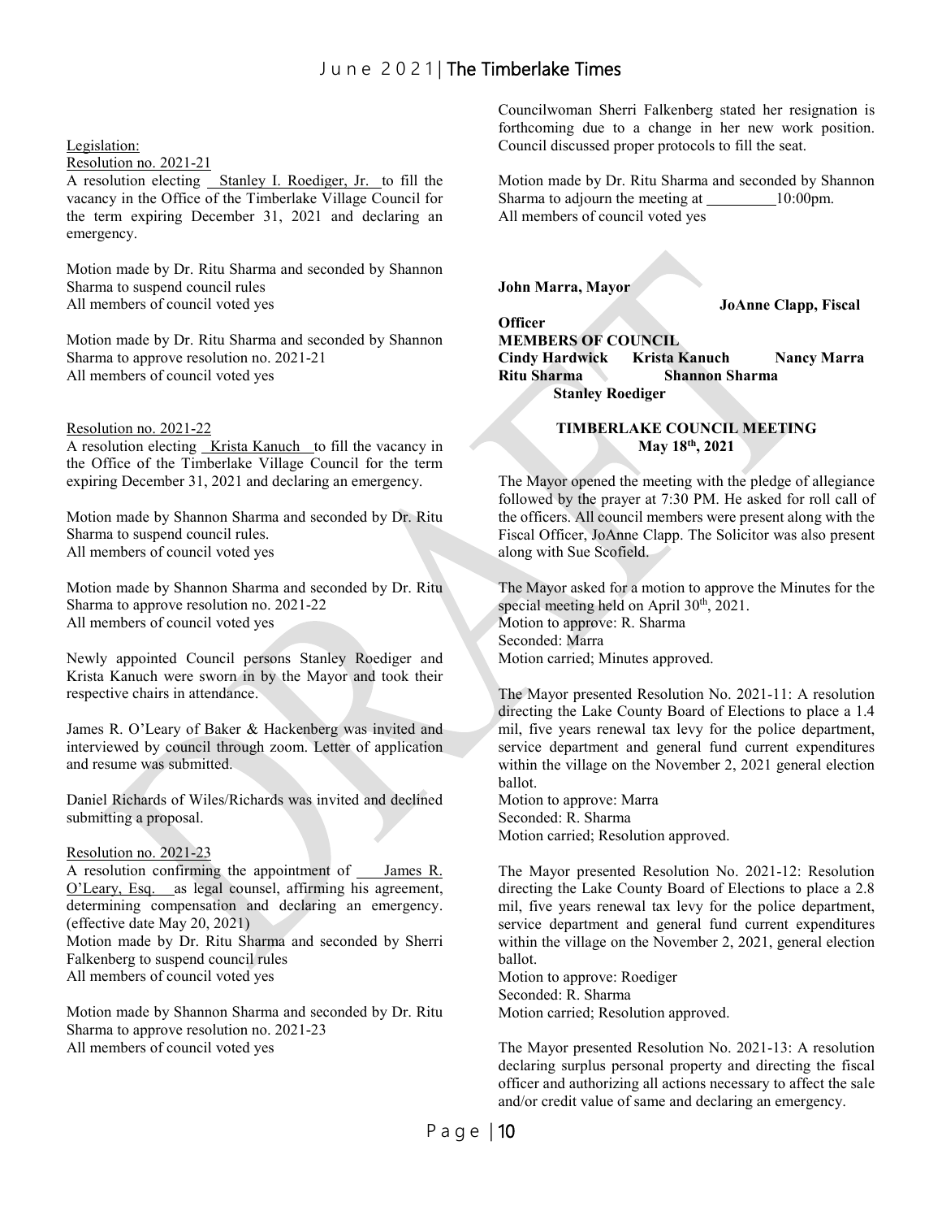Legislation:

Resolution no. 2021-21

A resolution electing Stanley I. Roediger, Jr. to fill the vacancy in the Office of the Timberlake Village Council for the term expiring December 31, 2021 and declaring an emergency.

Motion made by Dr. Ritu Sharma and seconded by Shannon Sharma to suspend council rules
All members of council voted yes

Motion made by Dr. Ritu Sharma and seconded by Shannon Sharma to approve resolution no. 2021-21
All members of council voted yes

Resolution no. 2021-22

A resolution electing Krista Kanuch to fill the vacancy in the Office of the Timberlake Village Council for the term expiring December 31, 2021 and declaring an emergency.

Motion made by Shannon Sharma and seconded by Dr. Ritu Sharma to suspend council rules.
All members of council voted yes

Motion made by Shannon Sharma and seconded by Dr. Ritu Sharma to approve resolution no. 2021-22
All members of council voted yes

Newly appointed Council persons Stanley Roediger and Krista Kanuch were sworn in by the Mayor and took their respective chairs in attendance.

James R. O'Leary of Baker & Hackenberg was invited and interviewed by council through zoom. Letter of application and resume was submitted.

Daniel Richards of Wiles/Richards was invited and declined submitting a proposal.

Resolution no. 2021-23

A resolution confirming the appointment of James R. O'Leary, Esq. as legal counsel, affirming his agreement, determining compensation and declaring an emergency. (effective date May 20, 2021)
Motion made by Dr. Ritu Sharma and seconded by Sherri Falkenberg to suspend council rules
All members of council voted yes

Motion made by Shannon Sharma and seconded by Dr. Ritu Sharma to approve resolution no. 2021-23
All members of council voted yes

Councilwoman Sherri Falkenberg stated her resignation is forthcoming due to a change in her new work position. Council discussed proper protocols to fill the seat.

Motion made by Dr. Ritu Sharma and seconded by Shannon Sharma to adjourn the meeting at 10:00pm.
All members of council voted yes

**John Marra, Mayor** **JoAnne Clapp, Fiscal Officer**

**MEMBERS OF COUNCIL**

**Cindy Hardwick Krista Kanuch Nancy Marra**
**Ritu Sharma Shannon Sharma**
**Stanley Roediger**

## TIMBERLAKE COUNCIL MEETING
## May 18th, 2021

The Mayor opened the meeting with the pledge of allegiance followed by the prayer at 7:30 PM. He asked for roll call of the officers. All council members were present along with the Fiscal Officer, JoAnne Clapp. The Solicitor was also present along with Sue Scofield.

The Mayor asked for a motion to approve the Minutes for the special meeting held on April 30th, 2021.
Motion to approve: R. Sharma
Seconded: Marra
Motion carried; Minutes approved.

The Mayor presented Resolution No. 2021-11: A resolution directing the Lake County Board of Elections to place a 1.4 mil, five years renewal tax levy for the police department, service department and general fund current expenditures within the village on the November 2, 2021 general election ballot.
Motion to approve: Marra
Seconded: R. Sharma
Motion carried; Resolution approved.

The Mayor presented Resolution No. 2021-12: Resolution directing the Lake County Board of Elections to place a 2.8 mil, five years renewal tax levy for the police department, service department and general fund current expenditures within the village on the November 2, 2021, general election ballot.
Motion to approve: Roediger
Seconded: R. Sharma
Motion carried; Resolution approved.

The Mayor presented Resolution No. 2021-13: A resolution declaring surplus personal property and directing the fiscal officer and authorizing all actions necessary to affect the sale and/or credit value of same and declaring an emergency.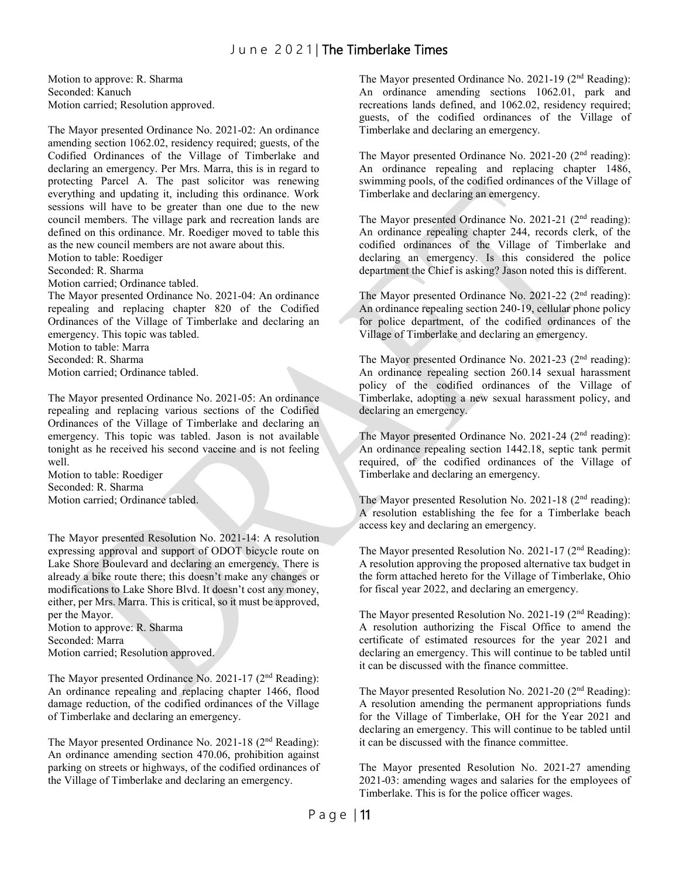Motion to approve: R. Sharma
Seconded: Kanuch
Motion carried; Resolution approved.

The Mayor presented Ordinance No. 2021-02: An ordinance amending section 1062.02, residency required; guests, of the Codified Ordinances of the Village of Timberlake and declaring an emergency. Per Mrs. Marra, this is in regard to protecting Parcel A. The past solicitor was renewing everything and updating it, including this ordinance. Work sessions will have to be greater than one due to the new council members. The village park and recreation lands are defined on this ordinance. Mr. Roediger moved to table this as the new council members are not aware about this.
Motion to table: Roediger
Seconded: R. Sharma
Motion carried; Ordinance tabled.

The Mayor presented Ordinance No. 2021-04: An ordinance repealing and replacing chapter 820 of the Codified Ordinances of the Village of Timberlake and declaring an emergency. This topic was tabled.
Motion to table: Marra
Seconded: R. Sharma
Motion carried; Ordinance tabled.

The Mayor presented Ordinance No. 2021-05: An ordinance repealing and replacing various sections of the Codified Ordinances of the Village of Timberlake and declaring an emergency. This topic was tabled. Jason is not available tonight as he received his second vaccine and is not feeling well.
Motion to table: Roediger
Seconded: R. Sharma
Motion carried; Ordinance tabled.

The Mayor presented Resolution No. 2021-14: A resolution expressing approval and support of ODOT bicycle route on Lake Shore Boulevard and declaring an emergency. There is already a bike route there; this doesn't make any changes or modifications to Lake Shore Blvd. It doesn't cost any money, either, per Mrs. Marra. This is critical, so it must be approved, per the Mayor.
Motion to approve: R. Sharma
Seconded: Marra
Motion carried; Resolution approved.

The Mayor presented Ordinance No. 2021-17 (2nd Reading): An ordinance repealing and replacing chapter 1466, flood damage reduction, of the codified ordinances of the Village of Timberlake and declaring an emergency.

The Mayor presented Ordinance No. 2021-18 (2nd Reading): An ordinance amending section 470.06, prohibition against parking on streets or highways, of the codified ordinances of the Village of Timberlake and declaring an emergency.

The Mayor presented Ordinance No. 2021-19 (2nd Reading): An ordinance amending sections 1062.01, park and recreations lands defined, and 1062.02, residency required; guests, of the codified ordinances of the Village of Timberlake and declaring an emergency.

The Mayor presented Ordinance No. 2021-20 (2nd reading): An ordinance repealing and replacing chapter 1486, swimming pools, of the codified ordinances of the Village of Timberlake and declaring an emergency.

The Mayor presented Ordinance No. 2021-21 (2nd reading): An ordinance repealing chapter 244, records clerk, of the codified ordinances of the Village of Timberlake and declaring an emergency. Is this considered the police department the Chief is asking? Jason noted this is different.

The Mayor presented Ordinance No. 2021-22 (2nd reading): An ordinance repealing section 240-19, cellular phone policy for police department, of the codified ordinances of the Village of Timberlake and declaring an emergency.

The Mayor presented Ordinance No. 2021-23 (2nd reading): An ordinance repealing section 260.14 sexual harassment policy of the codified ordinances of the Village of Timberlake, adopting a new sexual harassment policy, and declaring an emergency.

The Mayor presented Ordinance No. 2021-24 (2nd reading): An ordinance repealing section 1442.18, septic tank permit required, of the codified ordinances of the Village of Timberlake and declaring an emergency.

The Mayor presented Resolution No. 2021-18 (2nd reading): A resolution establishing the fee for a Timberlake beach access key and declaring an emergency.

The Mayor presented Resolution No. 2021-17 (2nd Reading): A resolution approving the proposed alternative tax budget in the form attached hereto for the Village of Timberlake, Ohio for fiscal year 2022, and declaring an emergency.

The Mayor presented Resolution No. 2021-19 (2nd Reading): A resolution authorizing the Fiscal Office to amend the certificate of estimated resources for the year 2021 and declaring an emergency. This will continue to be tabled until it can be discussed with the finance committee.

The Mayor presented Resolution No. 2021-20 (2nd Reading): A resolution amending the permanent appropriations funds for the Village of Timberlake, OH for the Year 2021 and declaring an emergency. This will continue to be tabled until it can be discussed with the finance committee.

The Mayor presented Resolution No. 2021-27 amending 2021-03: amending wages and salaries for the employees of Timberlake. This is for the police officer wages.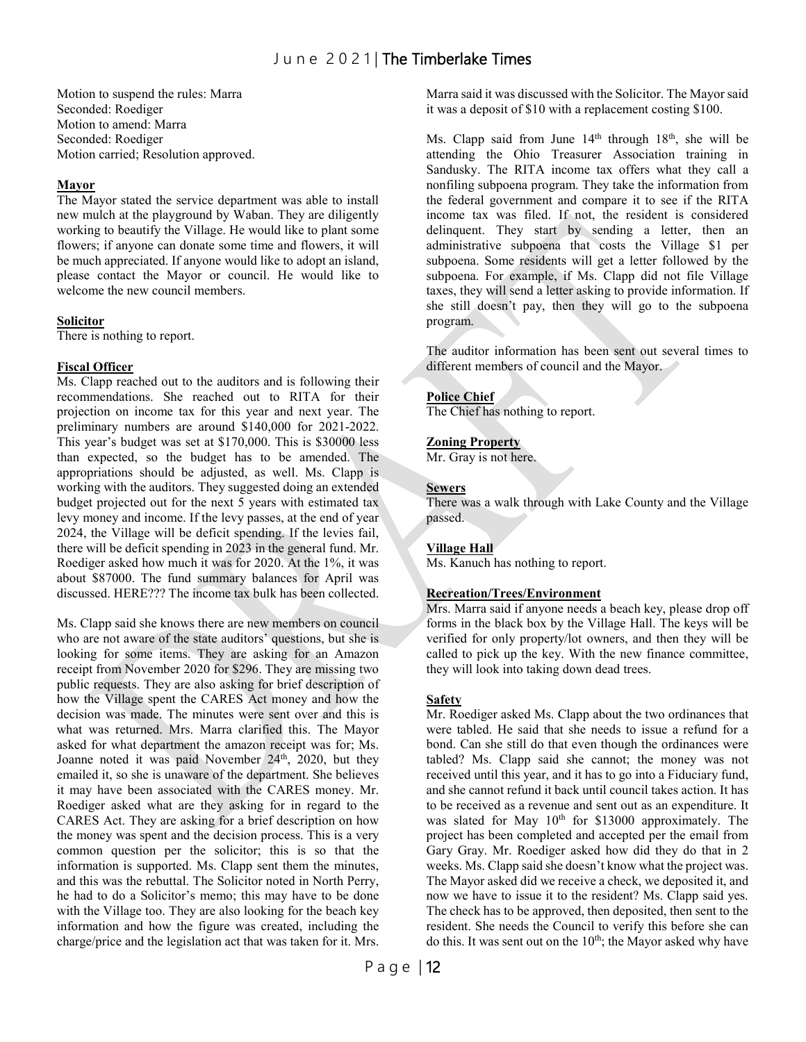Motion to suspend the rules: Marra
Seconded: Roediger
Motion to amend: Marra
Seconded: Roediger
Motion carried; Resolution approved.

**Mayor**

The Mayor stated the service department was able to install new mulch at the playground by Waban. They are diligently working to beautify the Village. He would like to plant some flowers; if anyone can donate some time and flowers, it will be much appreciated. If anyone would like to adopt an island, please contact the Mayor or council. He would like to welcome the new council members.

**Solicitor**

There is nothing to report.

**Fiscal Officer**

Ms. Clapp reached out to the auditors and is following their recommendations. She reached out to RITA for their projection on income tax for this year and next year. The preliminary numbers are around $140,000 for 2021-2022. This year's budget was set at $170,000. This is $30000 less than expected, so the budget has to be amended. The appropriations should be adjusted, as well. Ms. Clapp is working with the auditors. They suggested doing an extended budget projected out for the next 5 years with estimated tax levy money and income. If the levy passes, at the end of year 2024, the Village will be deficit spending. If the levies fail, there will be deficit spending in 2023 in the general fund. Mr. Roediger asked how much it was for 2020. At the 1%, it was about $87000. The fund summary balances for April was discussed. HERE??? The income tax bulk has been collected.

Ms. Clapp said she knows there are new members on council who are not aware of the state auditors' questions, but she is looking for some items. They are asking for an Amazon receipt from November 2020 for $296. They are missing two public requests. They are also asking for brief description of how the Village spent the CARES Act money and how the decision was made. The minutes were sent over and this is what was returned. Mrs. Marra clarified this. The Mayor asked for what department the amazon receipt was for; Ms. Joanne noted it was paid November 24th, 2020, but they emailed it, so she is unaware of the department. She believes it may have been associated with the CARES money. Mr. Roediger asked what are they asking for in regard to the CARES Act. They are asking for a brief description on how the money was spent and the decision process. This is a very common question per the solicitor; this is so that the information is supported. Ms. Clapp sent them the minutes, and this was the rebuttal. The Solicitor noted in North Perry, he had to do a Solicitor's memo; this may have to be done with the Village too. They are also looking for the beach key information and how the figure was created, including the charge/price and the legislation act that was taken for it. Mrs. Marra said it was discussed with the Solicitor. The Mayor said it was a deposit of $10 with a replacement costing $100.

Ms. Clapp said from June 14th through 18th, she will be attending the Ohio Treasurer Association training in Sandusky. The RITA income tax offers what they call a nonfiling subpoena program. They take the information from the federal government and compare it to see if the RITA income tax was filed. If not, the resident is considered delinquent. They start by sending a letter, then an administrative subpoena that costs the Village $1 per subpoena. Some residents will get a letter followed by the subpoena. For example, if Ms. Clapp did not file Village taxes, they will send a letter asking to provide information. If she still doesn't pay, then they will go to the subpoena program.

The auditor information has been sent out several times to different members of council and the Mayor.

**Police Chief**

The Chief has nothing to report.

**Zoning Property**

Mr. Gray is not here.

**Sewers**

There was a walk through with Lake County and the Village passed.

**Village Hall**

Ms. Kanuch has nothing to report.

**Recreation/Trees/Environment**

Mrs. Marra said if anyone needs a beach key, please drop off forms in the black box by the Village Hall. The keys will be verified for only property/lot owners, and then they will be called to pick up the key. With the new finance committee, they will look into taking down dead trees.

**Safety**

Mr. Roediger asked Ms. Clapp about the two ordinances that were tabled. He said that she needs to issue a refund for a bond. Can she still do that even though the ordinances were tabled? Ms. Clapp said she cannot; the money was not received until this year, and it has to go into a Fiduciary fund, and she cannot refund it back until council takes action. It has to be received as a revenue and sent out as an expenditure. It was slated for May 10th for $13000 approximately. The project has been completed and accepted per the email from Gary Gray. Mr. Roediger asked how did they do that in 2 weeks. Ms. Clapp said she doesn't know what the project was. The Mayor asked did we receive a check, we deposited it, and now we have to issue it to the resident? Ms. Clapp said yes. The check has to be approved, then deposited, then sent to the resident. She needs the Council to verify this before she can do this. It was sent out on the 10th; the Mayor asked why have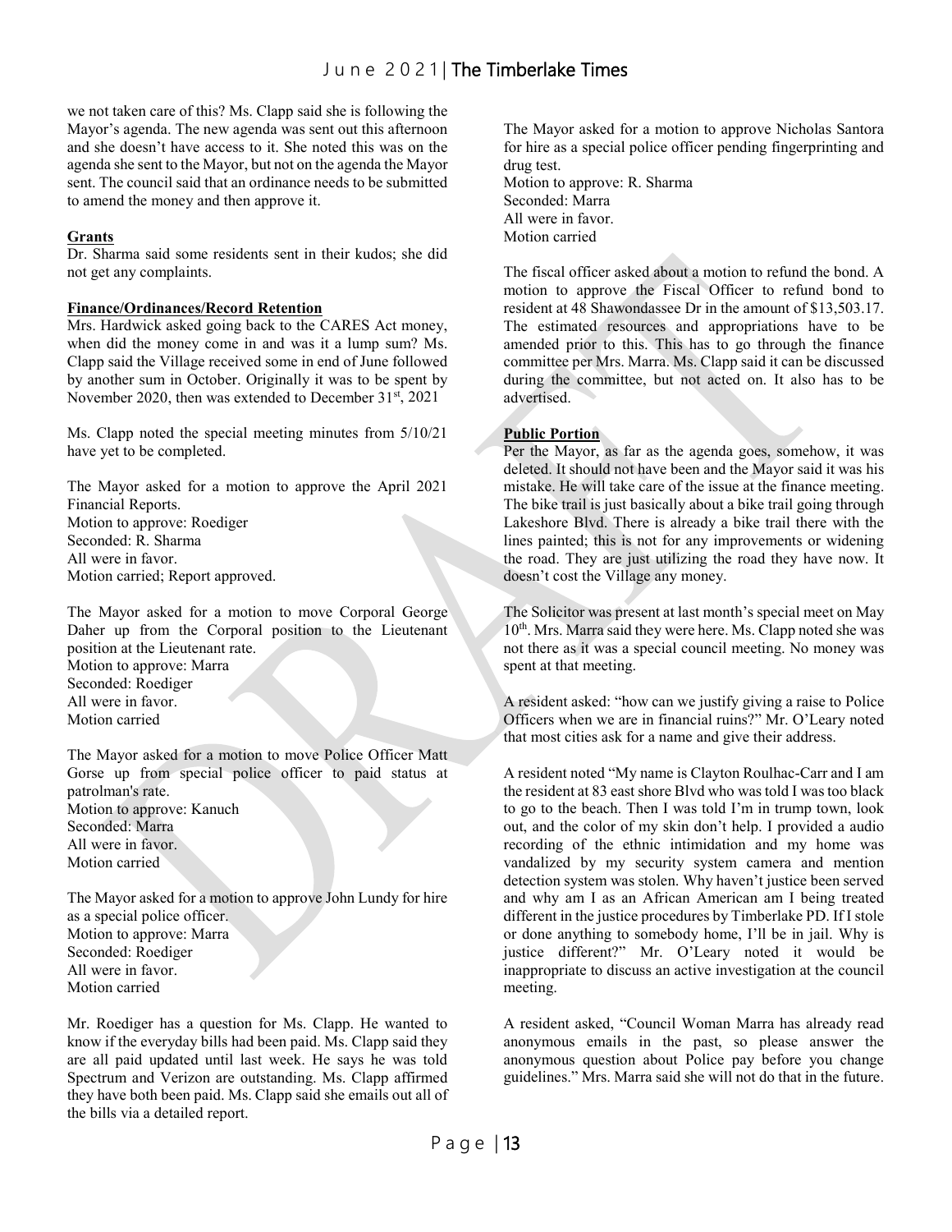we not taken care of this? Ms. Clapp said she is following the Mayor's agenda. The new agenda was sent out this afternoon and she doesn't have access to it. She noted this was on the agenda she sent to the Mayor, but not on the agenda the Mayor sent. The council said that an ordinance needs to be submitted to amend the money and then approve it.

**Grants**

Dr. Sharma said some residents sent in their kudos; she did not get any complaints.

**Finance/Ordinances/Record Retention**

Mrs. Hardwick asked going back to the CARES Act money, when did the money come in and was it a lump sum? Ms. Clapp said the Village received some in end of June followed by another sum in October. Originally it was to be spent by November 2020, then was extended to December 31st, 2021

Ms. Clapp noted the special meeting minutes from 5/10/21 have yet to be completed.

The Mayor asked for a motion to approve the April 2021 Financial Reports.
Motion to approve: Roediger
Seconded: R. Sharma
All were in favor.
Motion carried; Report approved.

The Mayor asked for a motion to move Corporal George Daher up from the Corporal position to the Lieutenant position at the Lieutenant rate.
Motion to approve: Marra
Seconded: Roediger
All were in favor.
Motion carried

The Mayor asked for a motion to move Police Officer Matt Gorse up from special police officer to paid status at patrolman's rate.
Motion to approve: Kanuch
Seconded: Marra
All were in favor.
Motion carried

The Mayor asked for a motion to approve John Lundy for hire as a special police officer.
Motion to approve: Marra
Seconded: Roediger
All were in favor.
Motion carried

Mr. Roediger has a question for Ms. Clapp. He wanted to know if the everyday bills had been paid. Ms. Clapp said they are all paid updated until last week. He says he was told Spectrum and Verizon are outstanding. Ms. Clapp affirmed they have both been paid. Ms. Clapp said she emails out all of the bills via a detailed report.

The Mayor asked for a motion to approve Nicholas Santora for hire as a special police officer pending fingerprinting and drug test.
Motion to approve: R. Sharma
Seconded: Marra
All were in favor.
Motion carried

The fiscal officer asked about a motion to refund the bond. A motion to approve the Fiscal Officer to refund bond to resident at 48 Shawondassee Dr in the amount of $13,503.17. The estimated resources and appropriations have to be amended prior to this. This has to go through the finance committee per Mrs. Marra. Ms. Clapp said it can be discussed during the committee, but not acted on. It also has to be advertised.

**Public Portion**

Per the Mayor, as far as the agenda goes, somehow, it was deleted. It should not have been and the Mayor said it was his mistake. He will take care of the issue at the finance meeting. The bike trail is just basically about a bike trail going through Lakeshore Blvd. There is already a bike trail there with the lines painted; this is not for any improvements or widening the road. They are just utilizing the road they have now. It doesn't cost the Village any money.

The Solicitor was present at last month's special meet on May 10th. Mrs. Marra said they were here. Ms. Clapp noted she was not there as it was a special council meeting. No money was spent at that meeting.

A resident asked: "how can we justify giving a raise to Police Officers when we are in financial ruins?" Mr. O'Leary noted that most cities ask for a name and give their address.

A resident noted "My name is Clayton Roulhac-Carr and I am the resident at 83 east shore Blvd who was told I was too black to go to the beach. Then I was told I'm in trump town, look out, and the color of my skin don't help. I provided a audio recording of the ethnic intimidation and my home was vandalized by my security system camera and mention detection system was stolen. Why haven't justice been served and why am I as an African American am I being treated different in the justice procedures by Timberlake PD. If I stole or done anything to somebody home, I'll be in jail. Why is justice different?" Mr. O'Leary noted it would be inappropriate to discuss an active investigation at the council meeting.

A resident asked, "Council Woman Marra has already read anonymous emails in the past, so please answer the anonymous question about Police pay before you change guidelines." Mrs. Marra said she will not do that in the future.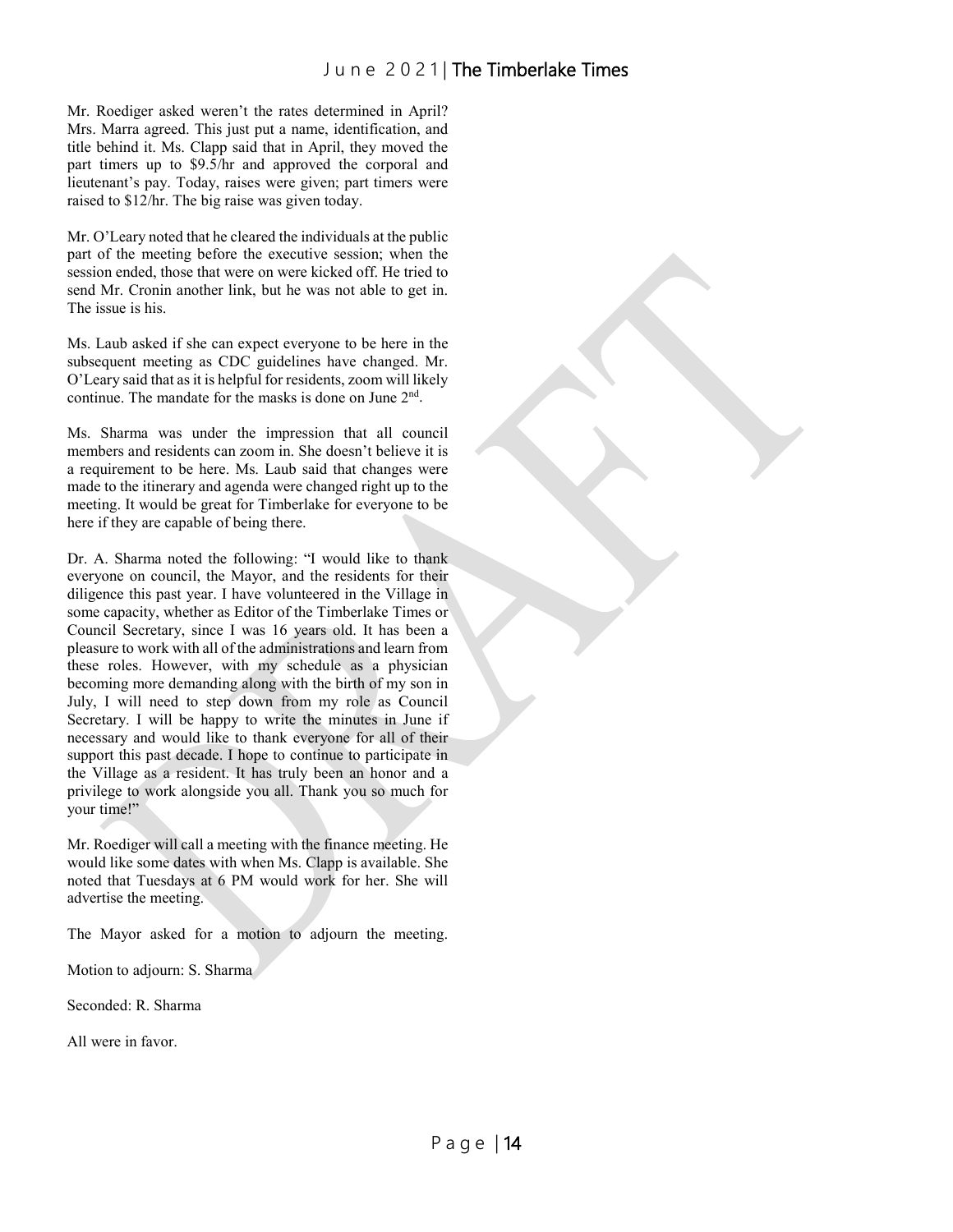Mr. Roediger asked weren't the rates determined in April? Mrs. Marra agreed. This just put a name, identification, and title behind it. Ms. Clapp said that in April, they moved the part timers up to $9.5/hr and approved the corporal and lieutenant's pay. Today, raises were given; part timers were raised to $12/hr. The big raise was given today.

Mr. O'Leary noted that he cleared the individuals at the public part of the meeting before the executive session; when the session ended, those that were on were kicked off. He tried to send Mr. Cronin another link, but he was not able to get in. The issue is his.

Ms. Laub asked if she can expect everyone to be here in the subsequent meeting as CDC guidelines have changed. Mr. O'Leary said that as it is helpful for residents, zoom will likely continue. The mandate for the masks is done on June 2nd.

Ms. Sharma was under the impression that all council members and residents can zoom in. She doesn't believe it is a requirement to be here. Ms. Laub said that changes were made to the itinerary and agenda were changed right up to the meeting. It would be great for Timberlake for everyone to be here if they are capable of being there.

Dr. A. Sharma noted the following: "I would like to thank everyone on council, the Mayor, and the residents for their diligence this past year. I have volunteered in the Village in some capacity, whether as Editor of the Timberlake Times or Council Secretary, since I was 16 years old. It has been a pleasure to work with all of the administrations and learn from these roles. However, with my schedule as a physician becoming more demanding along with the birth of my son in July, I will need to step down from my role as Council Secretary. I will be happy to write the minutes in June if necessary and would like to thank everyone for all of their support this past decade. I hope to continue to participate in the Village as a resident. It has truly been an honor and a privilege to work alongside you all. Thank you so much for your time!"

Mr. Roediger will call a meeting with the finance meeting. He would like some dates with when Ms. Clapp is available. She noted that Tuesdays at 6 PM would work for her. She will advertise the meeting.

The Mayor asked for a motion to adjourn the meeting.

Motion to adjourn: S. Sharma

Seconded: R. Sharma

All were in favor.